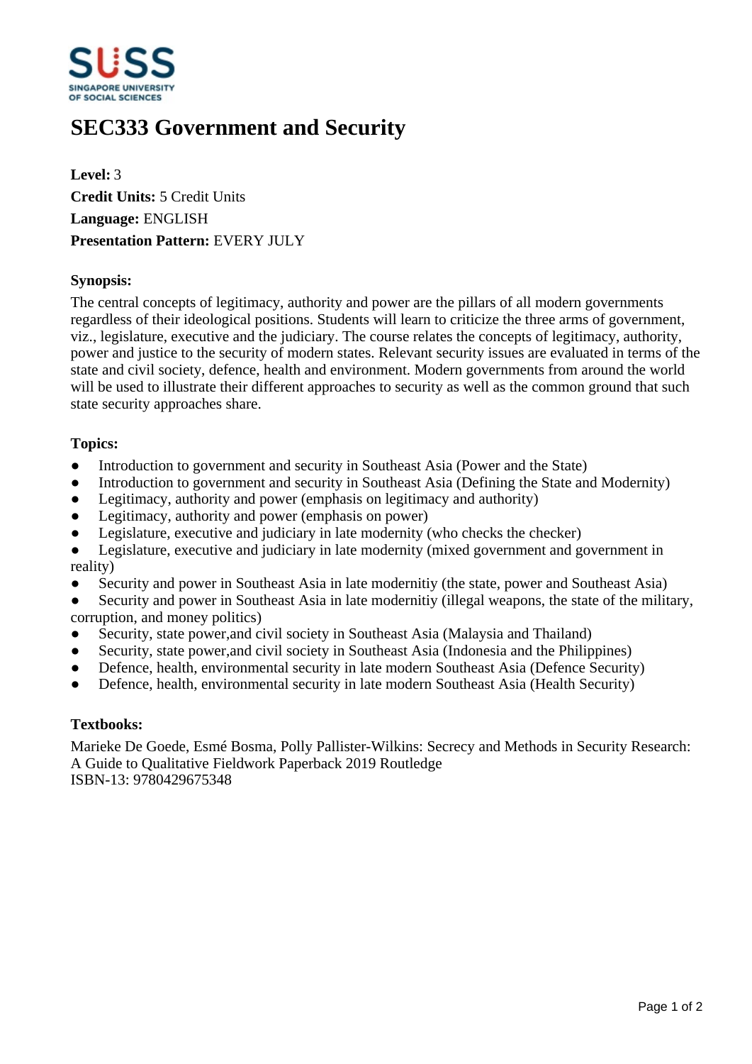# SEC333 Government and Security

**Level:** 3
**Credit Units:** 5 Credit Units
**Language:** ENGLISH
**Presentation Pattern:** EVERY JULY

**Synopsis:**

The central concepts of legitimacy, authority and power are the pillars of all modern governments regardless of their ideological positions. Students will learn to criticize the three arms of government, viz., legislature, executive and the judiciary. The course relates the concepts of legitimacy, authority, power and justice to the security of modern states. Relevant security issues are evaluated in terms of the state and civil society, defence, health and environment. Modern governments from around the world will be used to illustrate their different approaches to security as well as the common ground that such state security approaches share.

**Topics:**

- Introduction to government and security in Southeast Asia (Power and the State)
- Introduction to government and security in Southeast Asia (Defining the State and Modernity)
- Legitimacy, authority and power (emphasis on legitimacy and authority)
- Legitimacy, authority and power (emphasis on power)
- Legislature, executive and judiciary in late modernity (who checks the checker)
- Legislature, executive and judiciary in late modernity (mixed government and government in reality)
- Security and power in Southeast Asia in late modernitiy (the state, power and Southeast Asia)
- Security and power in Southeast Asia in late modernitiy (illegal weapons, the state of the military, corruption, and money politics)
- Security, state power,and civil society in Southeast Asia (Malaysia and Thailand)
- Security, state power,and civil society in Southeast Asia (Indonesia and the Philippines)
- Defence, health, environmental security in late modern Southeast Asia (Defence Security)
- Defence, health, environmental security in late modern Southeast Asia (Health Security)

**Textbooks:**

Marieke De Goede, Esmé Bosma, Polly Pallister-Wilkins: Secrecy and Methods in Security Research: A Guide to Qualitative Fieldwork Paperback 2019 Routledge
ISBN-13: 9780429675348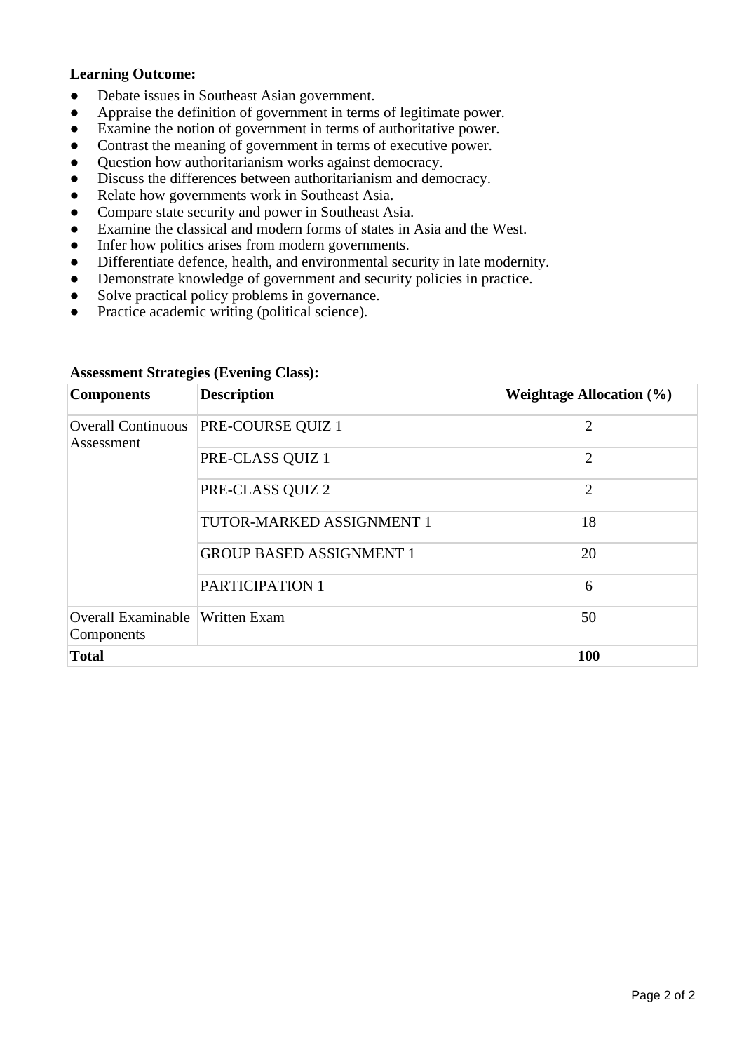**Learning Outcome:**

- Debate issues in Southeast Asian government.
- Appraise the definition of government in terms of legitimate power.
- Examine the notion of government in terms of authoritative power.
- Contrast the meaning of government in terms of executive power.
- Question how authoritarianism works against democracy.
- Discuss the differences between authoritarianism and democracy.
- Relate how governments work in Southeast Asia.
- Compare state security and power in Southeast Asia.
- Examine the classical and modern forms of states in Asia and the West.
- Infer how politics arises from modern governments.
- Differentiate defence, health, and environmental security in late modernity.
- Demonstrate knowledge of government and security policies in practice.
- Solve practical policy problems in governance.
- Practice academic writing (political science).

**Assessment Strategies (Evening Class):**

| Components | Description | Weightage Allocation (%) |
|---|---|---|
| Overall Continuous Assessment | PRE-COURSE QUIZ 1 | 2 |
| | PRE-CLASS QUIZ 1 | 2 |
| | PRE-CLASS QUIZ 2 | 2 |
| | TUTOR-MARKED ASSIGNMENT 1 | 18 |
| | GROUP BASED ASSIGNMENT 1 | 20 |
| | PARTICIPATION 1 | 6 |
| Overall Examinable Components | Written Exam | 50 |
| **Total** | | **100** |